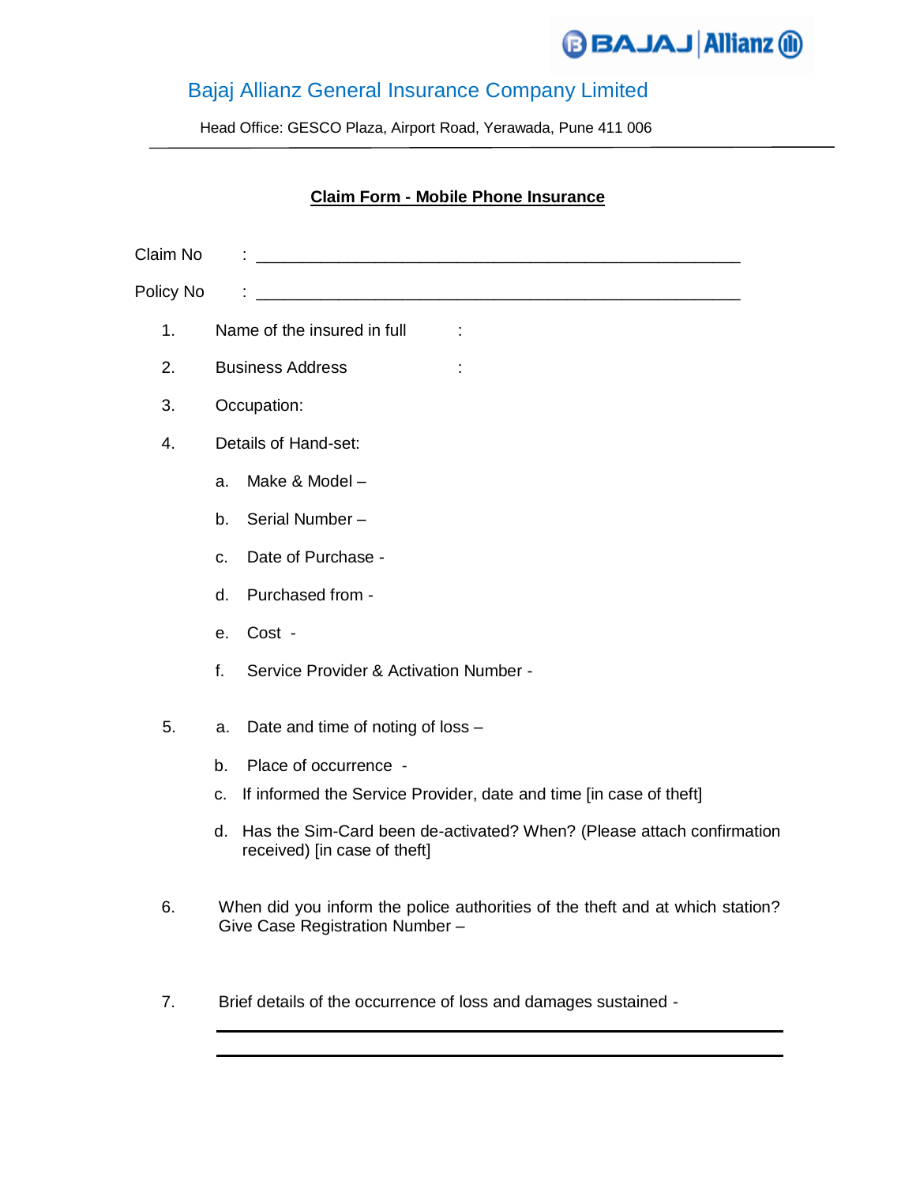BAJAJ | Allianz

Bajaj Allianz General Insurance Company Limited

Head Office: GESCO Plaza, Airport Road, Yerawada, Pune 411 006

## Claim Form - Mobile Phone Insurance

Claim No : ____________________________________________________

Policy No : ____________________________________________________

1. Name of the insured in full :

2. Business Address :

3. Occupation:

4. Details of Hand-set:

   a. Make & Model –

   b. Serial Number –

   c. Date of Purchase -

   d. Purchased from -

   e. Cost -

   f. Service Provider & Activation Number -

5. a. Date and time of noting of loss –

   b. Place of occurrence -

   c. If informed the Service Provider, date and time [in case of theft]

   d. Has the Sim-Card been de-activated? When? (Please attach confirmation received) [in case of theft]

6. When did you inform the police authorities of the theft and at which station? Give Case Registration Number –

7. Brief details of the occurrence of loss and damages sustained -

   ____________________________________________________

   ____________________________________________________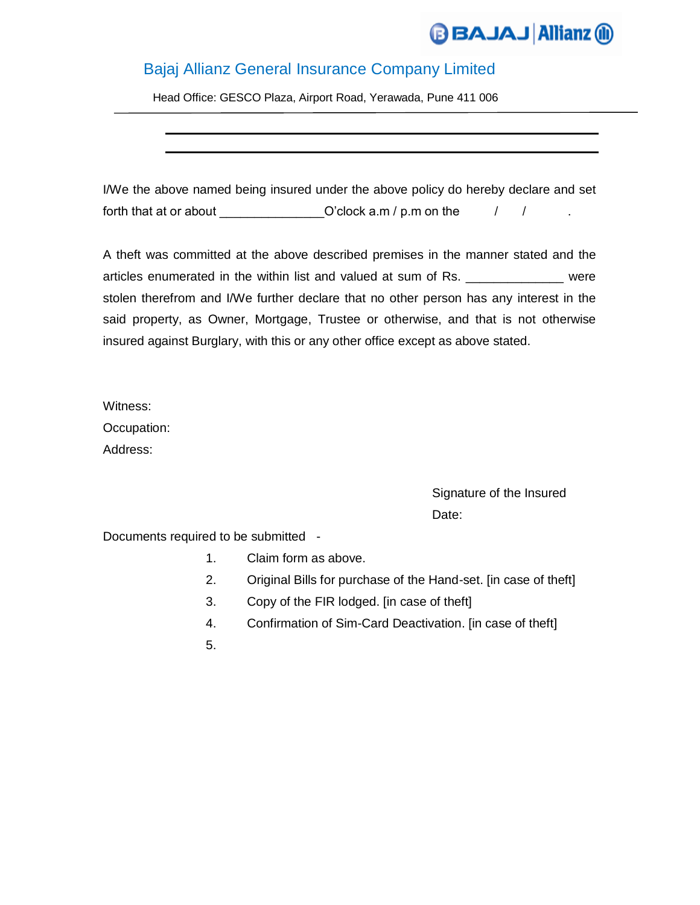BAJAJ | Allianz

## Bajaj Allianz General Insurance Company Limited

Head Office: GESCO Plaza, Airport Road, Yerawada, Pune 411 006

---

I/We the above named being insured under the above policy do hereby declare and set forth that at or about _______________O'clock a.m / p.m on the / / .

A theft was committed at the above described premises in the manner stated and the articles enumerated in the within list and valued at sum of Rs. ______________ were stolen therefrom and I/We further declare that no other person has any interest in the said property, as Owner, Mortgage, Trustee or otherwise, and that is not otherwise insured against Burglary, with this or any other office except as above stated.

Witness:

Occupation:

Address:

Signature of the Insured

Date:

Documents required to be submitted -

1. Claim form as above.
2. Original Bills for purchase of the Hand-set. [in case of theft]
3. Copy of the FIR lodged. [in case of theft]
4. Confirmation of Sim-Card Deactivation. [in case of theft]
5.